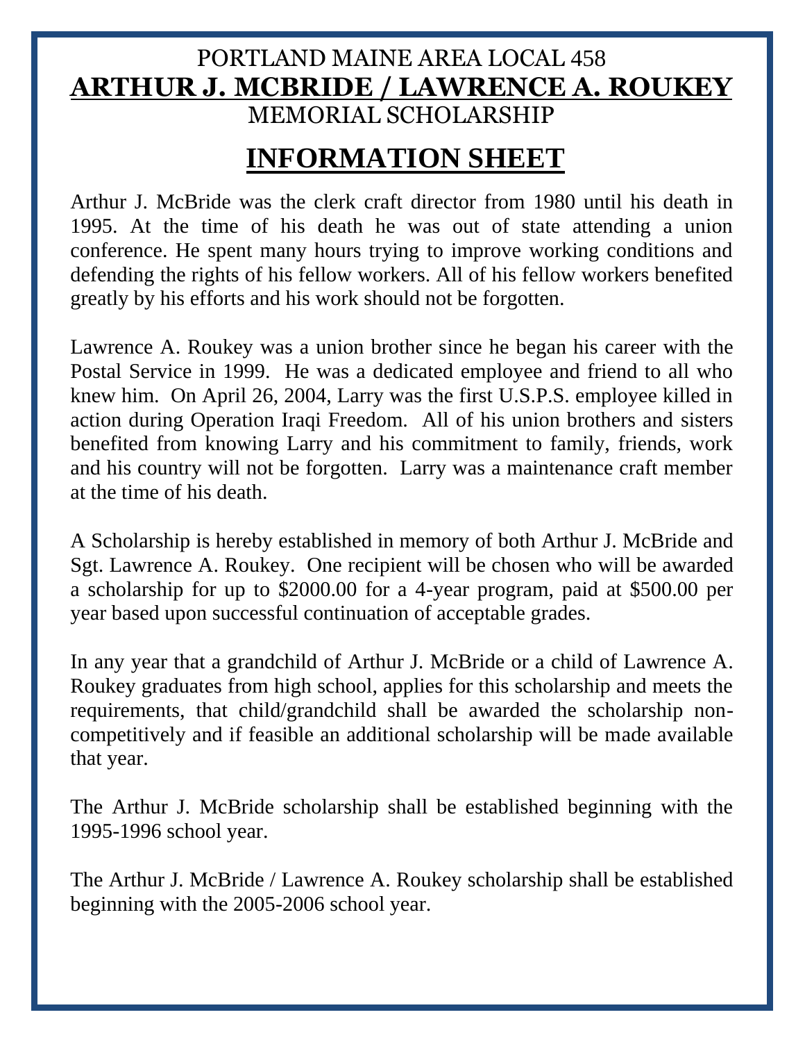# PORTLAND MAINE AREA LOCAL 458

# ARTHUR J. MCBRIDE / LAWRENCE A. ROUKEY

# MEMORIAL SCHOLARSHIP

## INFORMATION SHEET

Arthur J. McBride was the clerk craft director from 1980 until his death in 1995. At the time of his death he was out of state attending a union conference. He spent many hours trying to improve working conditions and defending the rights of his fellow workers. All of his fellow workers benefited greatly by his efforts and his work should not be forgotten.

Lawrence A. Roukey was a union brother since he began his career with the Postal Service in 1999. He was a dedicated employee and friend to all who knew him. On April 26, 2004, Larry was the first U.S.P.S. employee killed in action during Operation Iraqi Freedom. All of his union brothers and sisters benefited from knowing Larry and his commitment to family, friends, work and his country will not be forgotten. Larry was a maintenance craft member at the time of his death.

A Scholarship is hereby established in memory of both Arthur J. McBride and Sgt. Lawrence A. Roukey. One recipient will be chosen who will be awarded a scholarship for up to $2000.00 for a 4-year program, paid at $500.00 per year based upon successful continuation of acceptable grades.

In any year that a grandchild of Arthur J. McBride or a child of Lawrence A. Roukey graduates from high school, applies for this scholarship and meets the requirements, that child/grandchild shall be awarded the scholarship non-competitively and if feasible an additional scholarship will be made available that year.

The Arthur J. McBride scholarship shall be established beginning with the 1995-1996 school year.

The Arthur J. McBride / Lawrence A. Roukey scholarship shall be established beginning with the 2005-2006 school year.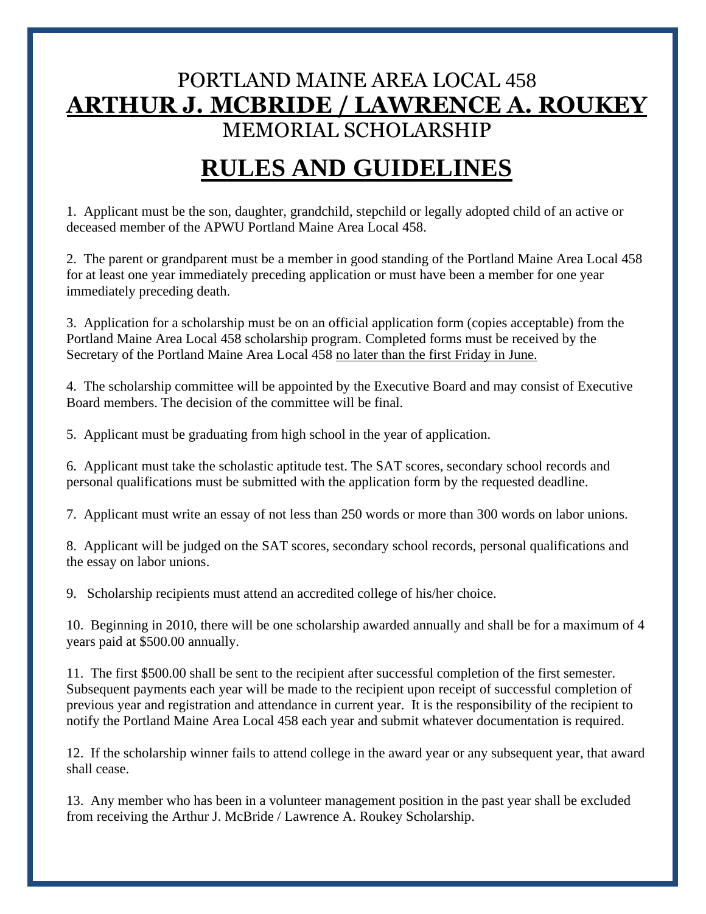# PORTLAND MAINE AREA LOCAL 458
# **ARTHUR J. MCBRIDE / LAWRENCE A. ROUKEY**
# MEMORIAL SCHOLARSHIP

## **RULES AND GUIDELINES**

1. Applicant must be the son, daughter, grandchild, stepchild or legally adopted child of an active or deceased member of the APWU Portland Maine Area Local 458.

2. The parent or grandparent must be a member in good standing of the Portland Maine Area Local 458 for at least one year immediately preceding application or must have been a member for one year immediately preceding death.

3. Application for a scholarship must be on an official application form (copies acceptable) from the Portland Maine Area Local 458 scholarship program. Completed forms must be received by the Secretary of the Portland Maine Area Local 458 no later than the first Friday in June.

4. The scholarship committee will be appointed by the Executive Board and may consist of Executive Board members. The decision of the committee will be final.

5. Applicant must be graduating from high school in the year of application.

6. Applicant must take the scholastic aptitude test. The SAT scores, secondary school records and personal qualifications must be submitted with the application form by the requested deadline.

7. Applicant must write an essay of not less than 250 words or more than 300 words on labor unions.

8. Applicant will be judged on the SAT scores, secondary school records, personal qualifications and the essay on labor unions.

9. Scholarship recipients must attend an accredited college of his/her choice.

10. Beginning in 2010, there will be one scholarship awarded annually and shall be for a maximum of 4 years paid at $500.00 annually.

11. The first $500.00 shall be sent to the recipient after successful completion of the first semester. Subsequent payments each year will be made to the recipient upon receipt of successful completion of previous year and registration and attendance in current year. It is the responsibility of the recipient to notify the Portland Maine Area Local 458 each year and submit whatever documentation is required.

12. If the scholarship winner fails to attend college in the award year or any subsequent year, that award shall cease.

13. Any member who has been in a volunteer management position in the past year shall be excluded from receiving the Arthur J. McBride / Lawrence A. Roukey Scholarship.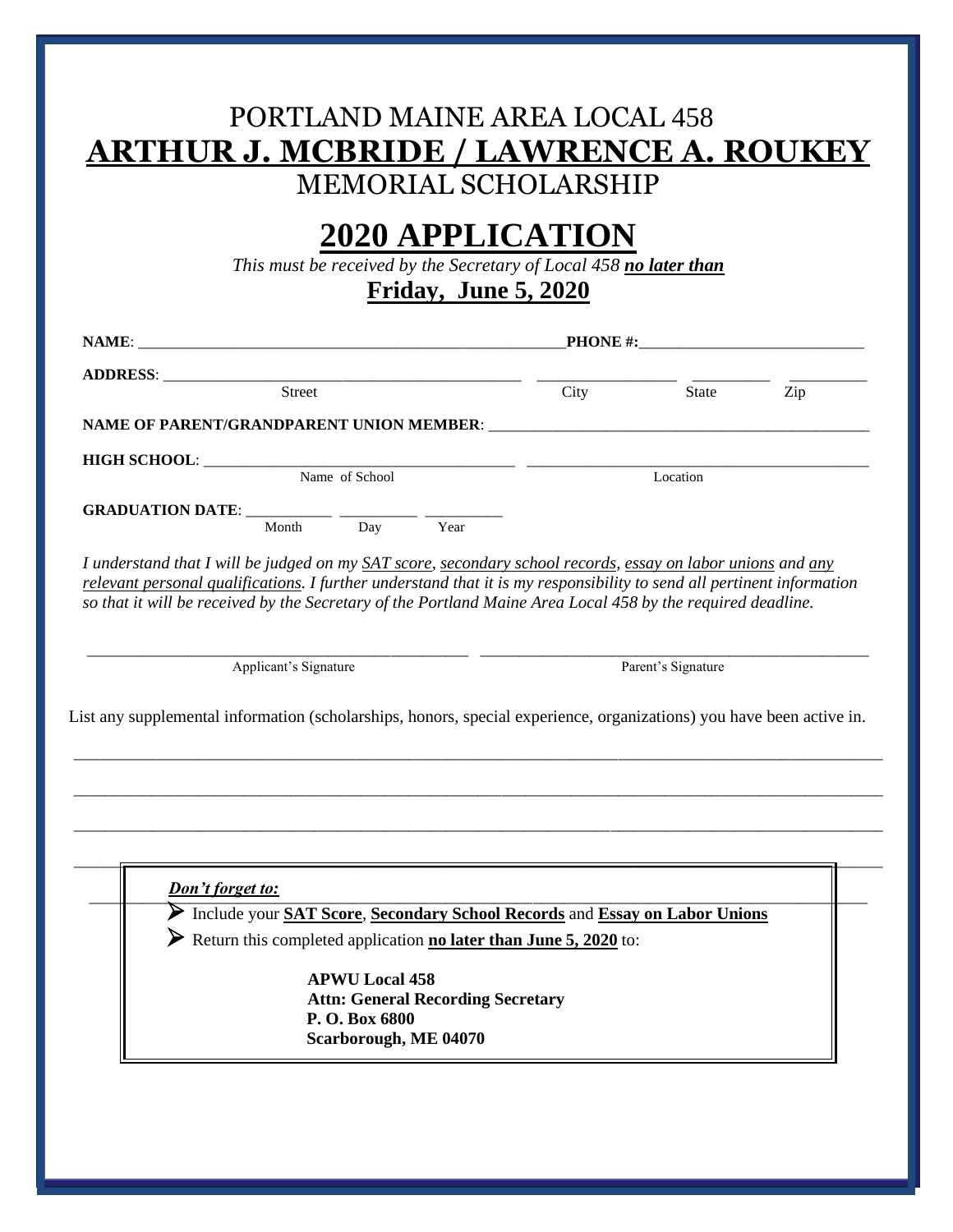# PORTLAND MAINE AREA LOCAL 458

# **ARTHUR J. MCBRIDE / LAWRENCE A. ROUKEY**

## MEMORIAL SCHOLARSHIP

# **2020 APPLICATION**

*This must be received by the Secretary of Local 458* ***no later than***

**Friday, June 5, 2020**

**NAME**: ______________________________ **PHONE #**: ______________________________

**ADDRESS**: ______________________________ ______________ ______________ ______________

Street City State Zip

**NAME OF PARENT/GRANDPARENT UNION MEMBER**: ______________________________

**HIGH SCHOOL**: ______________________________ ______________________________

Name of School Location

**GRADUATION DATE**: __________ __________ __________

Month Day Year

*I understand that I will be judged on my SAT score, secondary school records, essay on labor unions and any relevant personal qualifications. I further understand that it is my responsibility to send all pertinent information so that it will be received by the Secretary of the Portland Maine Area Local 458 by the required deadline.*

______________________________ ______________________________

Applicant's Signature Parent's Signature

List any supplemental information (scholarships, honors, special experience, organizations) you have been active in.

______________________________________________________________________

______________________________________________________________________

______________________________________________________________________

______________________________________________________________________

***Don't forget to:***

- Include your **SAT Score**, **Secondary School Records** and **Essay on Labor Unions**
- Return this completed application **no later than June 5, 2020** to:

**APWU Local 458**
**Attn: General Recording Secretary**
**P. O. Box 6800**
**Scarborough, ME 04070**